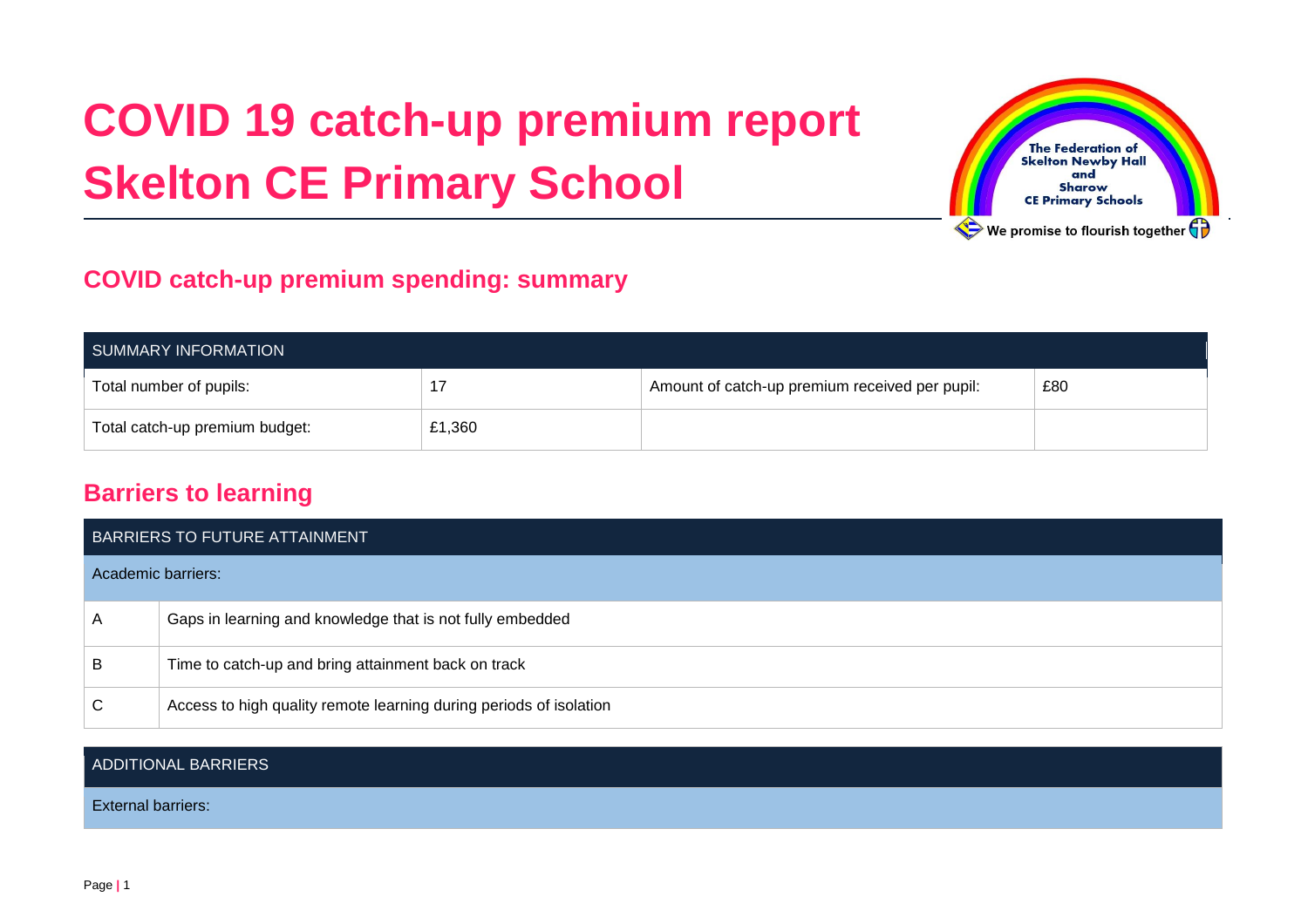# COVID 19 catch-up premium report
# Skelton CE Primary School

## COVID catch-up premium spending: summary

| SUMMARY INFORMATION | | | |
|---|---|---|---|
| Total number of pupils: | 17 | Amount of catch-up premium received per pupil: | £80 |
| Total catch-up premium budget: | £1,360 | | |

## Barriers to learning

| BARRIERS TO FUTURE ATTAINMENT | |
|---|---|
| Academic barriers: | |
| A | Gaps in learning and knowledge that is not fully embedded |
| B | Time to catch-up and bring attainment back on track |
| C | Access to high quality remote learning during periods of isolation |

| ADDITIONAL BARRIERS |
|---|
| External barriers: |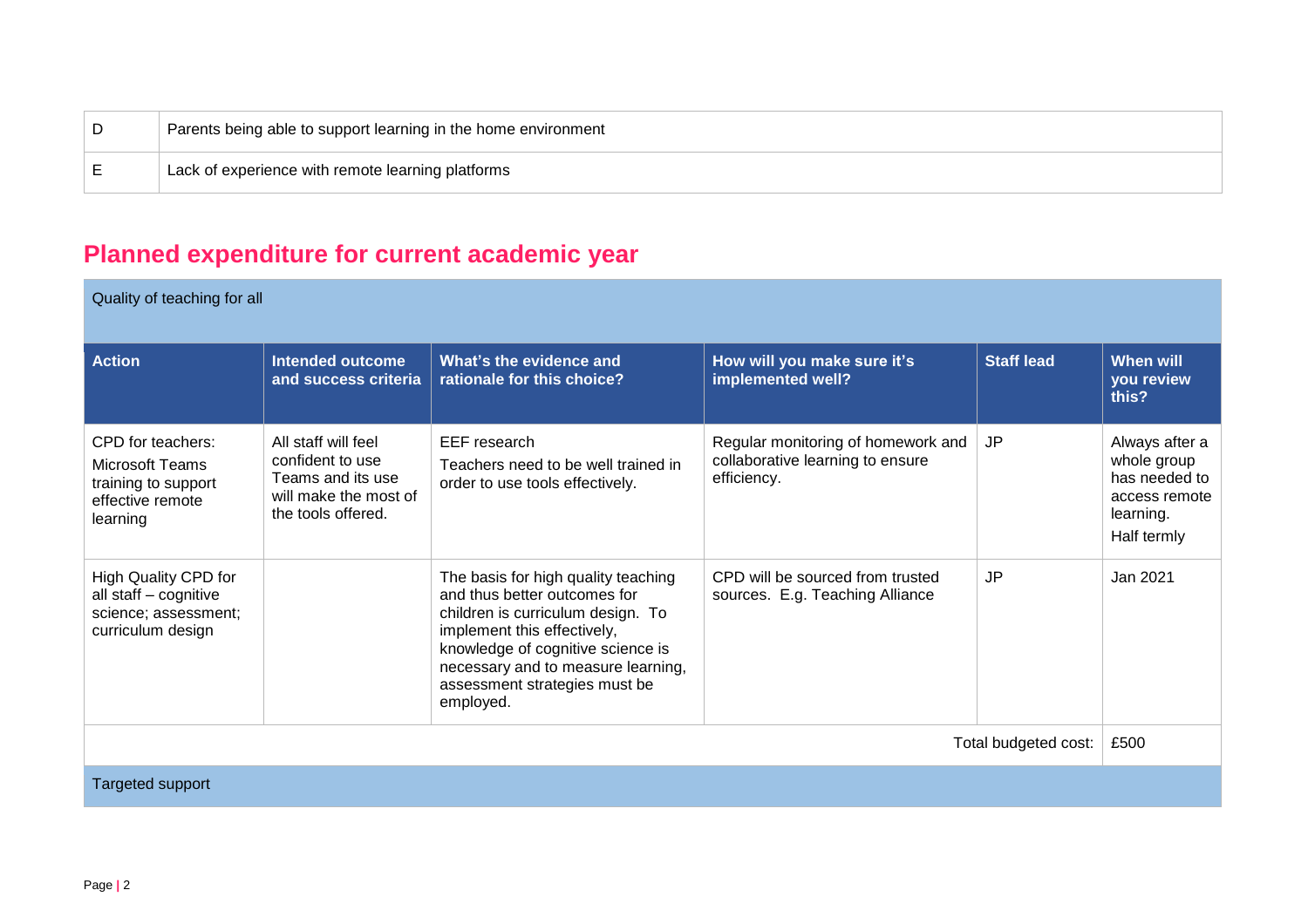| D | Parents being able to support learning in the home environment |
|---|---|
| E | Lack of experience with remote learning platforms |

## Planned expenditure for current academic year

| Quality of teaching for all | | | | | |
|---|---|---|---|---|---|
| **Action** | **Intended outcome and success criteria** | **What's the evidence and rationale for this choice?** | **How will you make sure it's implemented well?** | **Staff lead** | **When will you review this?** |
| CPD for teachers: Microsoft Teams training to support effective remote learning | All staff will feel confident to use Teams and its use will make the most of the tools offered. | EEF research<br>Teachers need to be well trained in order to use tools effectively. | Regular monitoring of homework and collaborative learning to ensure efficiency. | JP | Always after a whole group has needed to access remote learning.<br>Half termly |
| High Quality CPD for all staff – cognitive science; assessment; curriculum design | | The basis for high quality teaching and thus better outcomes for children is curriculum design. To implement this effectively, knowledge of cognitive science is necessary and to measure learning, assessment strategies must be employed. | CPD will be sourced from trusted sources. E.g. Teaching Alliance | JP | Jan 2021 |
| | | | | Total budgeted cost: | £500 |
| Targeted support | | | | | |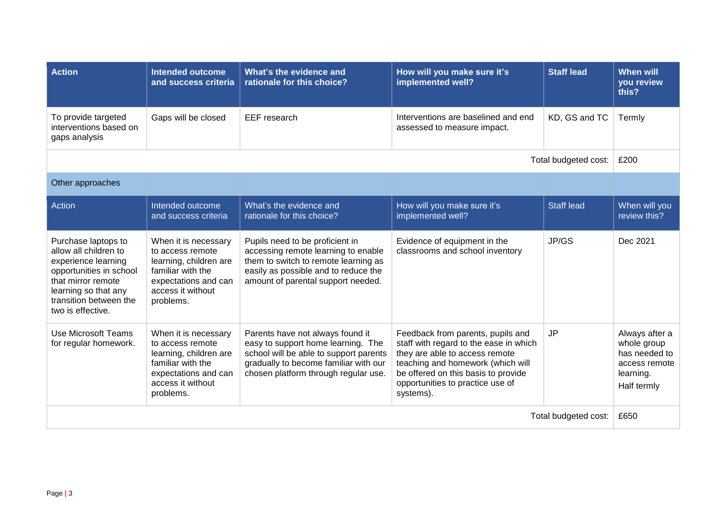| Action | Intended outcome and success criteria | What's the evidence and rationale for this choice? | How will you make sure it's implemented well? | Staff lead | When will you review this? |
|---|---|---|---|---|---|
| To provide targeted interventions based on gaps analysis | Gaps will be closed | EEF research | Interventions are baselined and end assessed to measure impact. | KD, GS and TC | Termly |
| | | | | Total budgeted cost: | £200 |

| Other approaches | | | | | |
|---|---|---|---|---|---|
| Action | Intended outcome and success criteria | What's the evidence and rationale for this choice? | How will you make sure it's implemented well? | Staff lead | When will you review this? |
| Purchase laptops to allow all children to experience learning opportunities in school that mirror remote learning so that any transition between the two is effective. | When it is necessary to access remote learning, children are familiar with the expectations and can access it without problems. | Pupils need to be proficient in accessing remote learning to enable them to switch to remote learning as easily as possible and to reduce the amount of parental support needed. | Evidence of equipment in the classrooms and school inventory | JP/GS | Dec 2021 |
| Use Microsoft Teams for regular homework. | When it is necessary to access remote learning, children are familiar with the expectations and can access it without problems. | Parents have not always found it easy to support home learning. The school will be able to support parents gradually to become familiar with our chosen platform through regular use. | Feedback from parents, pupils and staff with regard to the ease in which they are able to access remote teaching and homework (which will be offered on this basis to provide opportunities to practice use of systems). | JP | Always after a whole group has needed to access remote learning. Half termly |
| | | | | Total budgeted cost: | £650 |